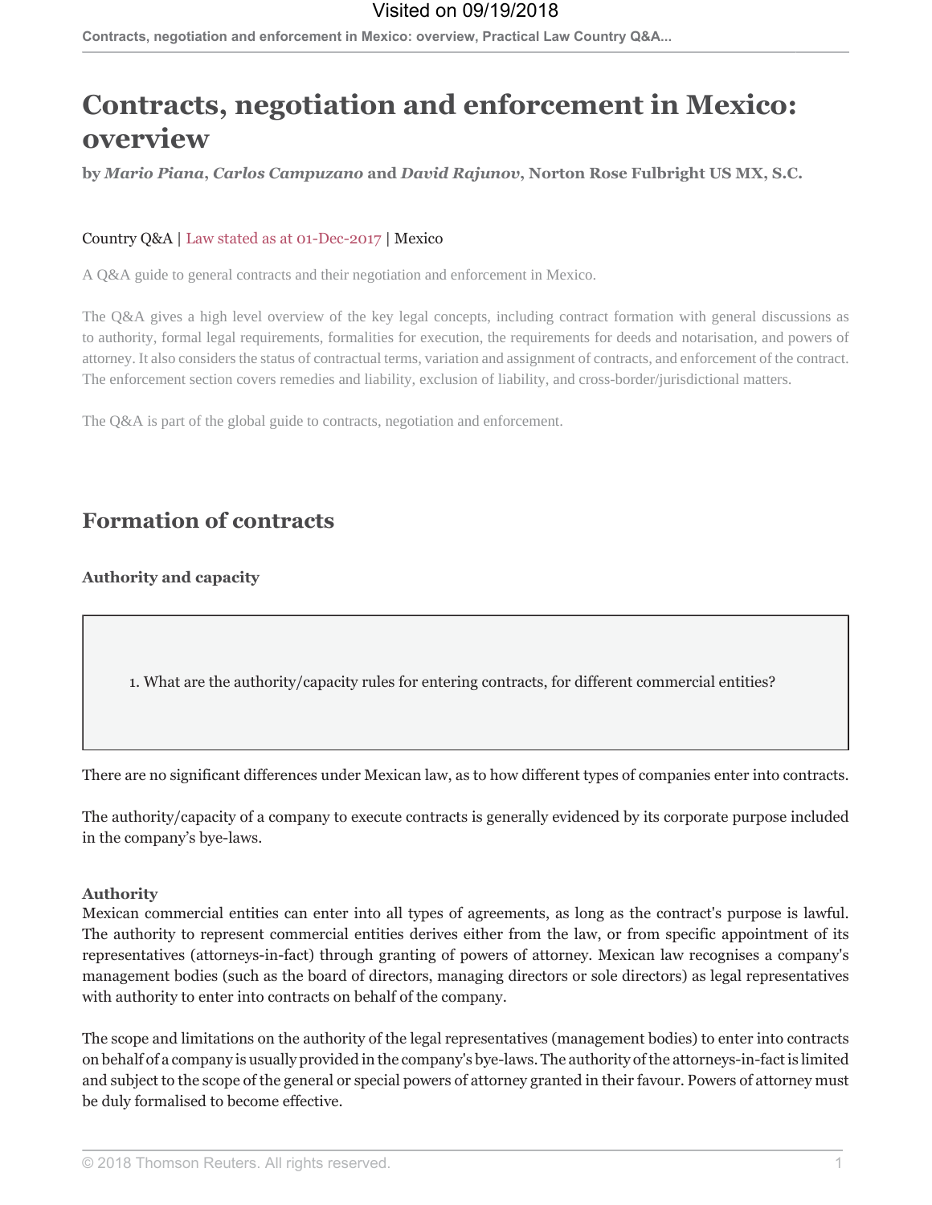# Contracts, negotiation and enforcement in Mexico: overview

**by *Mario Piana*, *Carlos Campuzano* and *David Rajunov*, Norton Rose Fulbright US MX, S.C.**

Country Q&A | Law stated as at 01-Dec-2017 | Mexico

A Q&A guide to general contracts and their negotiation and enforcement in Mexico.

The Q&A gives a high level overview of the key legal concepts, including contract formation with general discussions as to authority, formal legal requirements, formalities for execution, the requirements for deeds and notarisation, and powers of attorney. It also considers the status of contractual terms, variation and assignment of contracts, and enforcement of the contract. The enforcement section covers remedies and liability, exclusion of liability, and cross-border/jurisdictional matters.

The Q&A is part of the global guide to contracts, negotiation and enforcement.

## Formation of contracts

### Authority and capacity

1. What are the authority/capacity rules for entering contracts, for different commercial entities?

There are no significant differences under Mexican law, as to how different types of companies enter into contracts.

The authority/capacity of a company to execute contracts is generally evidenced by its corporate purpose included in the company's bye-laws.

**Authority**

Mexican commercial entities can enter into all types of agreements, as long as the contract's purpose is lawful. The authority to represent commercial entities derives either from the law, or from specific appointment of its representatives (attorneys-in-fact) through granting of powers of attorney. Mexican law recognises a company's management bodies (such as the board of directors, managing directors or sole directors) as legal representatives with authority to enter into contracts on behalf of the company.

The scope and limitations on the authority of the legal representatives (management bodies) to enter into contracts on behalf of a company is usually provided in the company's bye-laws. The authority of the attorneys-in-fact is limited and subject to the scope of the general or special powers of attorney granted in their favour. Powers of attorney must be duly formalised to become effective.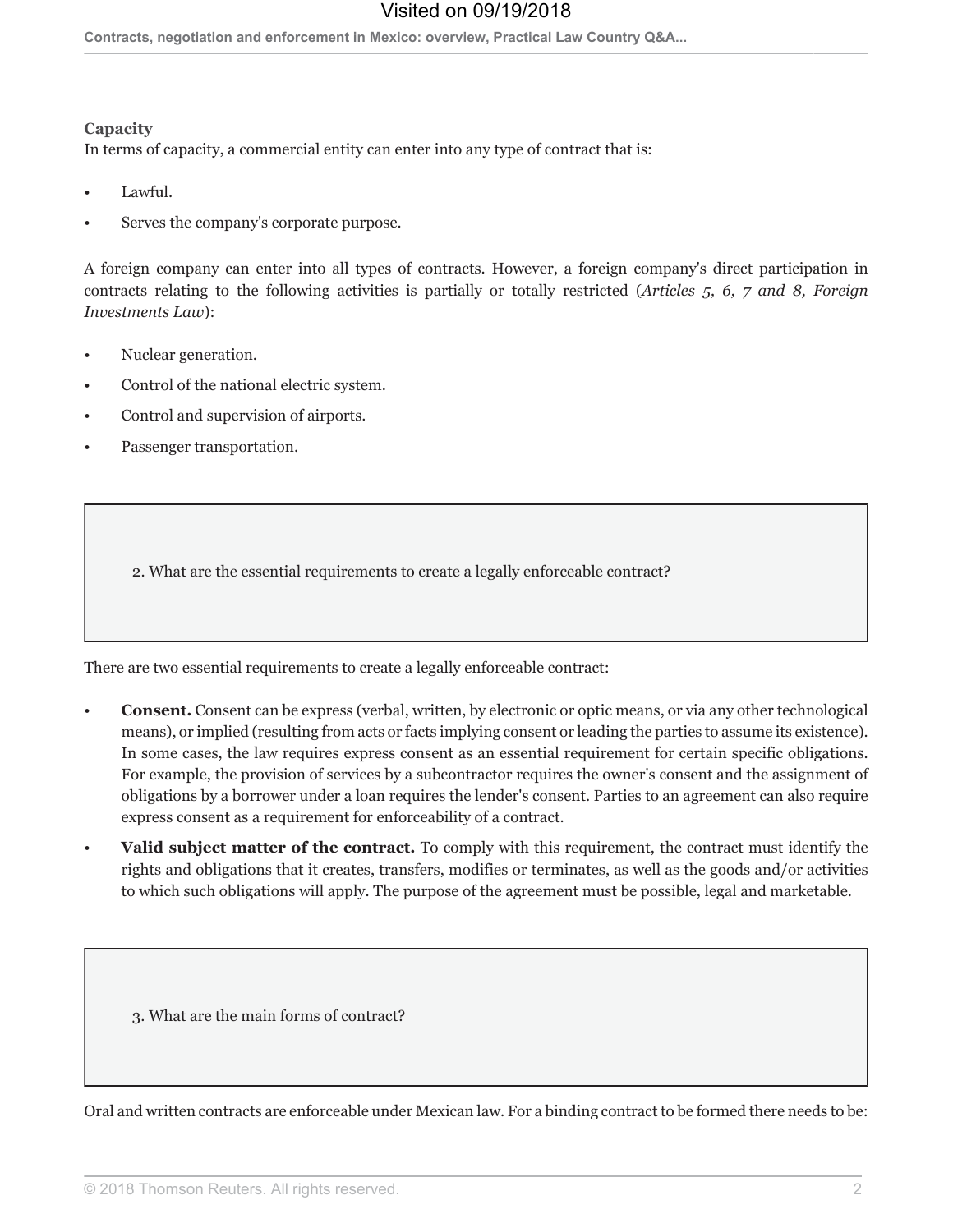**Capacity**

In terms of capacity, a commercial entity can enter into any type of contract that is:

- Lawful.
- Serves the company's corporate purpose.

A foreign company can enter into all types of contracts. However, a foreign company's direct participation in contracts relating to the following activities is partially or totally restricted (*Articles 5, 6, 7 and 8, Foreign Investments Law*):

- Nuclear generation.
- Control of the national electric system.
- Control and supervision of airports.
- Passenger transportation.

### 2. What are the essential requirements to create a legally enforceable contract?

There are two essential requirements to create a legally enforceable contract:

- **Consent.** Consent can be express (verbal, written, by electronic or optic means, or via any other technological means), or implied (resulting from acts or facts implying consent or leading the parties to assume its existence). In some cases, the law requires express consent as an essential requirement for certain specific obligations. For example, the provision of services by a subcontractor requires the owner's consent and the assignment of obligations by a borrower under a loan requires the lender's consent. Parties to an agreement can also require express consent as a requirement for enforceability of a contract.
- **Valid subject matter of the contract.** To comply with this requirement, the contract must identify the rights and obligations that it creates, transfers, modifies or terminates, as well as the goods and/or activities to which such obligations will apply. The purpose of the agreement must be possible, legal and marketable.

### 3. What are the main forms of contract?

Oral and written contracts are enforceable under Mexican law. For a binding contract to be formed there needs to be: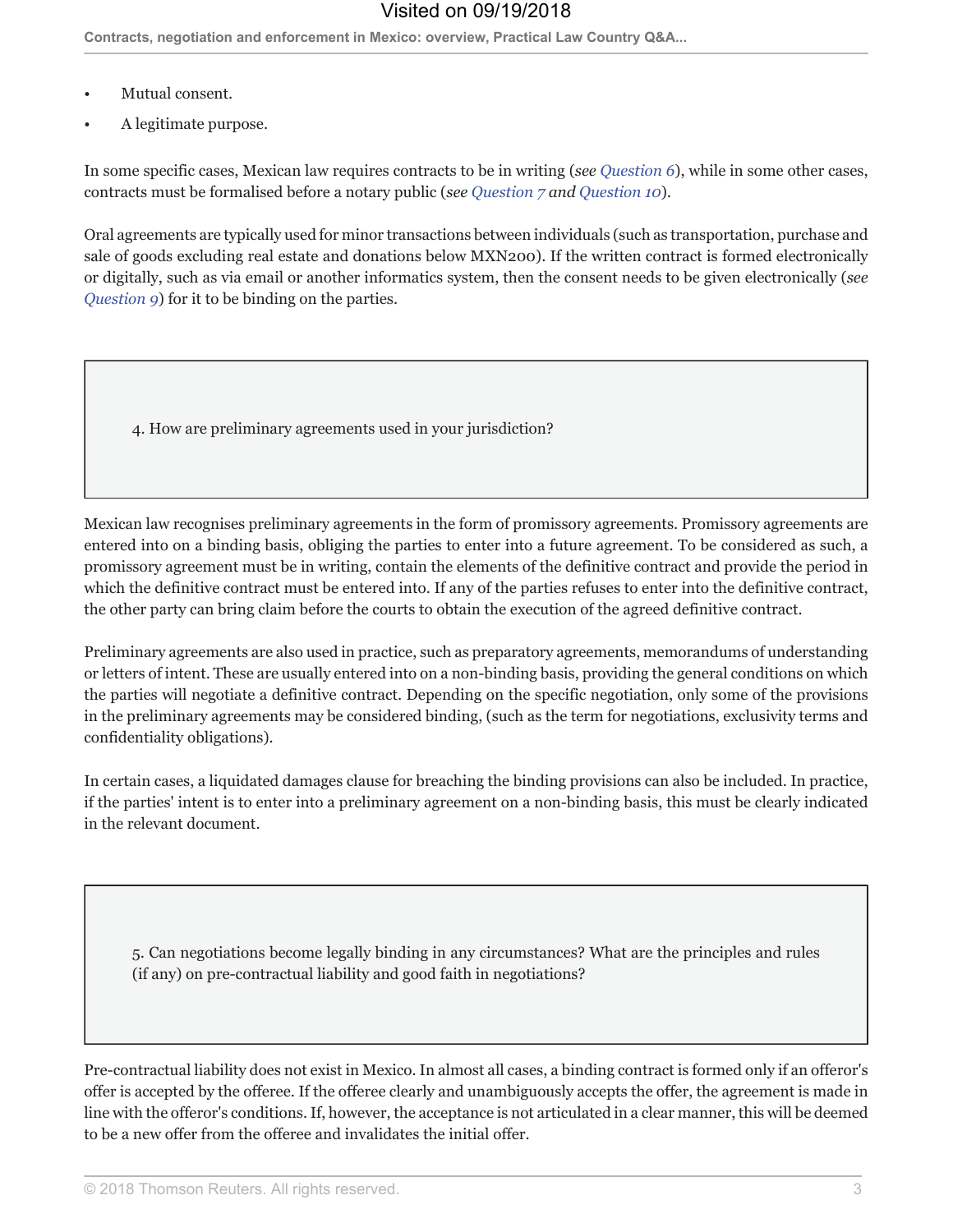- Mutual consent.
- A legitimate purpose.

In some specific cases, Mexican law requires contracts to be in writing (*see Question 6*), while in some other cases, contracts must be formalised before a notary public (*see Question 7 and Question 10*).

Oral agreements are typically used for minor transactions between individuals (such as transportation, purchase and sale of goods excluding real estate and donations below MXN200). If the written contract is formed electronically or digitally, such as via email or another informatics system, then the consent needs to be given electronically (*see Question 9*) for it to be binding on the parties.

### 4. How are preliminary agreements used in your jurisdiction?

Mexican law recognises preliminary agreements in the form of promissory agreements. Promissory agreements are entered into on a binding basis, obliging the parties to enter into a future agreement. To be considered as such, a promissory agreement must be in writing, contain the elements of the definitive contract and provide the period in which the definitive contract must be entered into. If any of the parties refuses to enter into the definitive contract, the other party can bring claim before the courts to obtain the execution of the agreed definitive contract.

Preliminary agreements are also used in practice, such as preparatory agreements, memorandums of understanding or letters of intent. These are usually entered into on a non-binding basis, providing the general conditions on which the parties will negotiate a definitive contract. Depending on the specific negotiation, only some of the provisions in the preliminary agreements may be considered binding, (such as the term for negotiations, exclusivity terms and confidentiality obligations).

In certain cases, a liquidated damages clause for breaching the binding provisions can also be included. In practice, if the parties' intent is to enter into a preliminary agreement on a non-binding basis, this must be clearly indicated in the relevant document.

### 5. Can negotiations become legally binding in any circumstances? What are the principles and rules (if any) on pre-contractual liability and good faith in negotiations?

Pre-contractual liability does not exist in Mexico. In almost all cases, a binding contract is formed only if an offeror's offer is accepted by the offeree. If the offeree clearly and unambiguously accepts the offer, the agreement is made in line with the offeror's conditions. If, however, the acceptance is not articulated in a clear manner, this will be deemed to be a new offer from the offeree and invalidates the initial offer.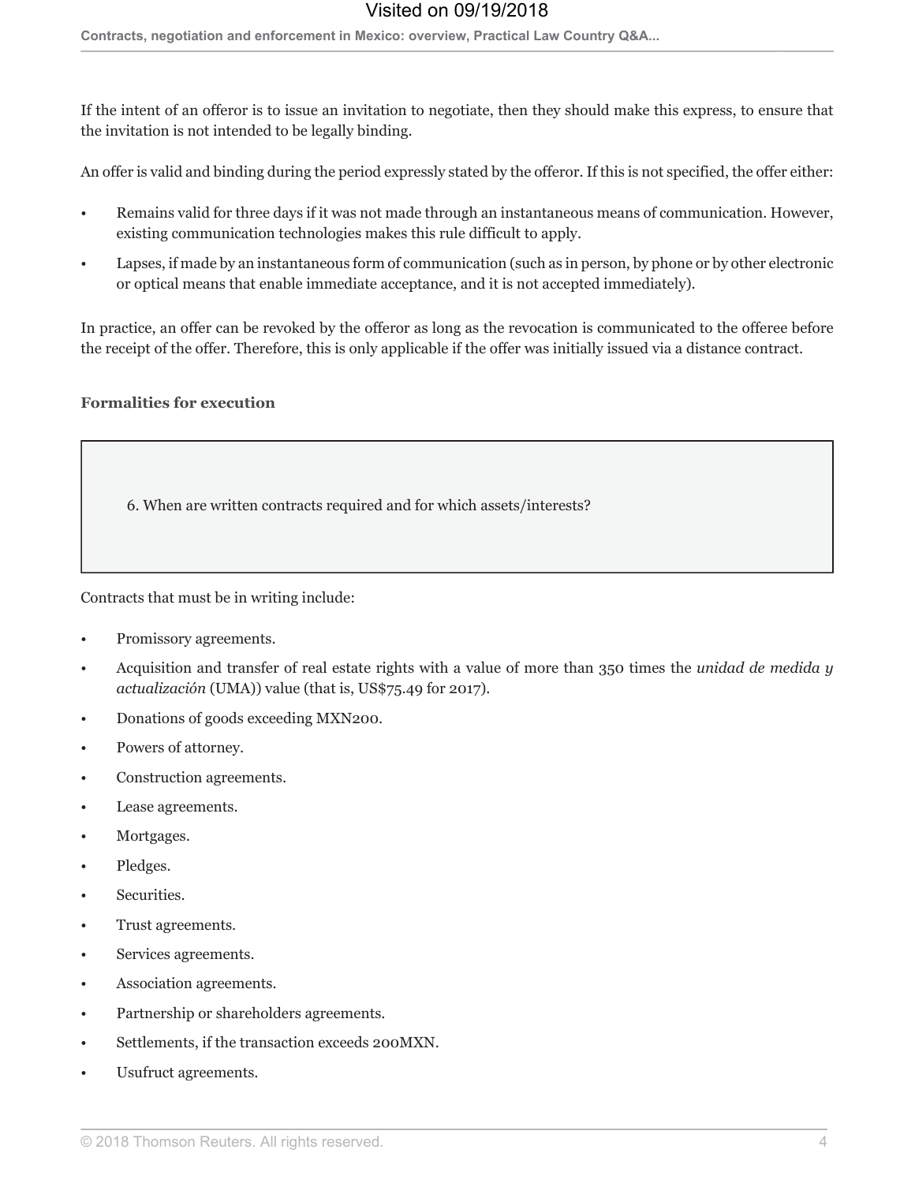If the intent of an offeror is to issue an invitation to negotiate, then they should make this express, to ensure that the invitation is not intended to be legally binding.

An offer is valid and binding during the period expressly stated by the offeror. If this is not specified, the offer either:

- Remains valid for three days if it was not made through an instantaneous means of communication. However, existing communication technologies makes this rule difficult to apply.
- Lapses, if made by an instantaneous form of communication (such as in person, by phone or by other electronic or optical means that enable immediate acceptance, and it is not accepted immediately).

In practice, an offer can be revoked by the offeror as long as the revocation is communicated to the offeree before the receipt of the offer. Therefore, this is only applicable if the offer was initially issued via a distance contract.

### Formalities for execution

6. When are written contracts required and for which assets/interests?

Contracts that must be in writing include:

- Promissory agreements.
- Acquisition and transfer of real estate rights with a value of more than 350 times the *unidad de medida y actualización* (UMA)) value (that is, US$75.49 for 2017).
- Donations of goods exceeding MXN200.
- Powers of attorney.
- Construction agreements.
- Lease agreements.
- Mortgages.
- Pledges.
- Securities.
- Trust agreements.
- Services agreements.
- Association agreements.
- Partnership or shareholders agreements.
- Settlements, if the transaction exceeds 200MXN.
- Usufruct agreements.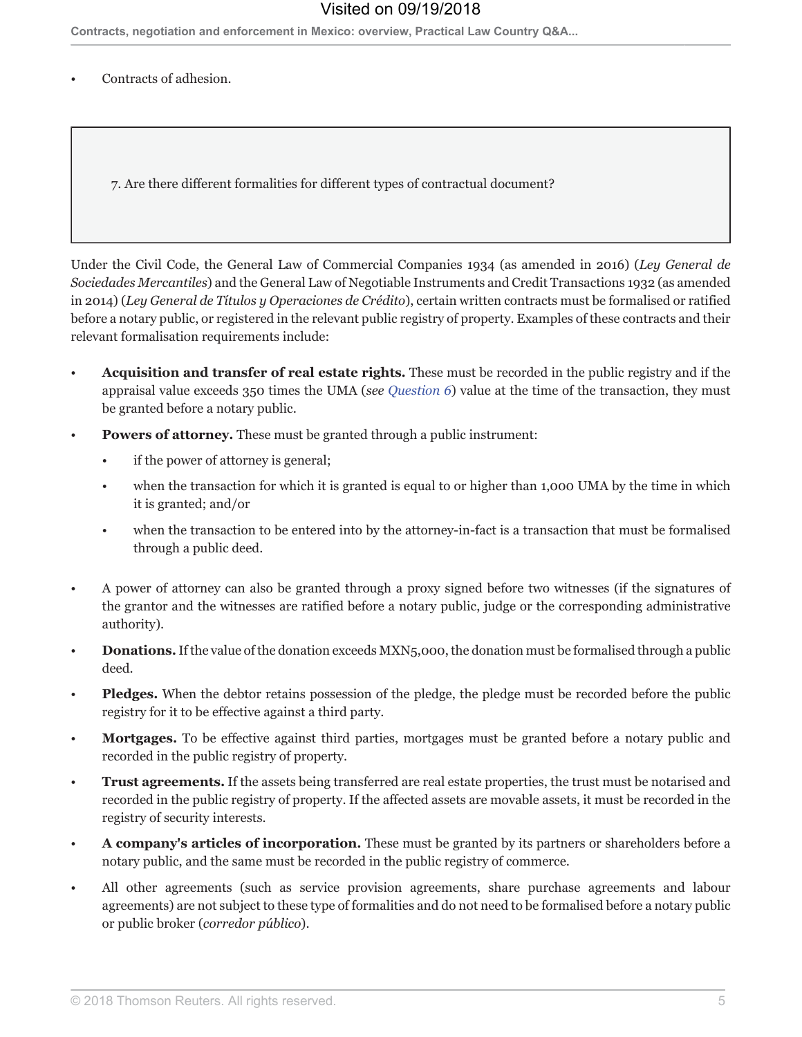- Contracts of adhesion.

### 7. Are there different formalities for different types of contractual document?

Under the Civil Code, the General Law of Commercial Companies 1934 (as amended in 2016) (*Ley General de Sociedades Mercantiles*) and the General Law of Negotiable Instruments and Credit Transactions 1932 (as amended in 2014) (*Ley General de Títulos y Operaciones de Crédito*), certain written contracts must be formalised or ratified before a notary public, or registered in the relevant public registry of property. Examples of these contracts and their relevant formalisation requirements include:

- **Acquisition and transfer of real estate rights.** These must be recorded in the public registry and if the appraisal value exceeds 350 times the UMA (*see Question 6*) value at the time of the transaction, they must be granted before a notary public.
- **Powers of attorney.** These must be granted through a public instrument:
  - if the power of attorney is general;
  - when the transaction for which it is granted is equal to or higher than 1,000 UMA by the time in which it is granted; and/or
  - when the transaction to be entered into by the attorney-in-fact is a transaction that must be formalised through a public deed.
- A power of attorney can also be granted through a proxy signed before two witnesses (if the signatures of the grantor and the witnesses are ratified before a notary public, judge or the corresponding administrative authority).
- **Donations.** If the value of the donation exceeds MXN5,000, the donation must be formalised through a public deed.
- **Pledges.** When the debtor retains possession of the pledge, the pledge must be recorded before the public registry for it to be effective against a third party.
- **Mortgages.** To be effective against third parties, mortgages must be granted before a notary public and recorded in the public registry of property.
- **Trust agreements.** If the assets being transferred are real estate properties, the trust must be notarised and recorded in the public registry of property. If the affected assets are movable assets, it must be recorded in the registry of security interests.
- **A company's articles of incorporation.** These must be granted by its partners or shareholders before a notary public, and the same must be recorded in the public registry of commerce.
- All other agreements (such as service provision agreements, share purchase agreements and labour agreements) are not subject to these type of formalities and do not need to be formalised before a notary public or public broker (*corredor público*).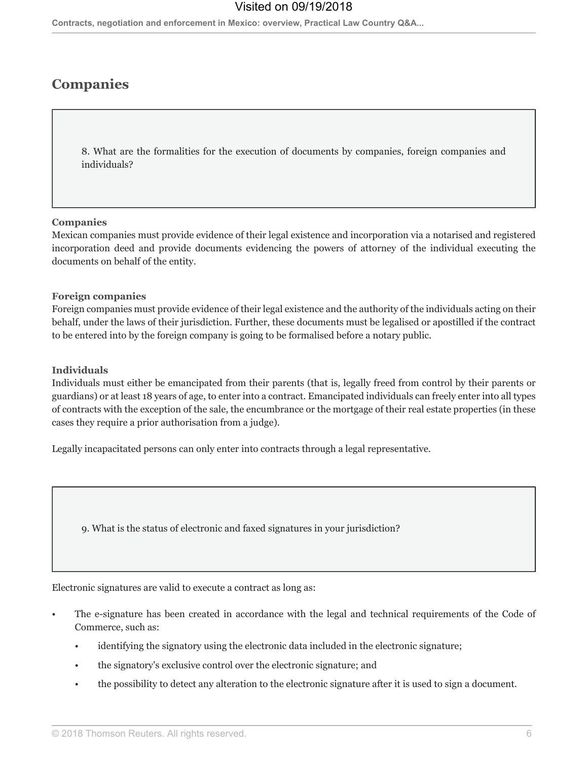## Companies

8. What are the formalities for the execution of documents by companies, foreign companies and individuals?

**Companies**

Mexican companies must provide evidence of their legal existence and incorporation via a notarised and registered incorporation deed and provide documents evidencing the powers of attorney of the individual executing the documents on behalf of the entity.

**Foreign companies**

Foreign companies must provide evidence of their legal existence and the authority of the individuals acting on their behalf, under the laws of their jurisdiction. Further, these documents must be legalised or apostilled if the contract to be entered into by the foreign company is going to be formalised before a notary public.

**Individuals**

Individuals must either be emancipated from their parents (that is, legally freed from control by their parents or guardians) or at least 18 years of age, to enter into a contract. Emancipated individuals can freely enter into all types of contracts with the exception of the sale, the encumbrance or the mortgage of their real estate properties (in these cases they require a prior authorisation from a judge).

Legally incapacitated persons can only enter into contracts through a legal representative.

9. What is the status of electronic and faxed signatures in your jurisdiction?

Electronic signatures are valid to execute a contract as long as:

- The e-signature has been created in accordance with the legal and technical requirements of the Code of Commerce, such as:
  - identifying the signatory using the electronic data included in the electronic signature;
  - the signatory's exclusive control over the electronic signature; and
  - the possibility to detect any alteration to the electronic signature after it is used to sign a document.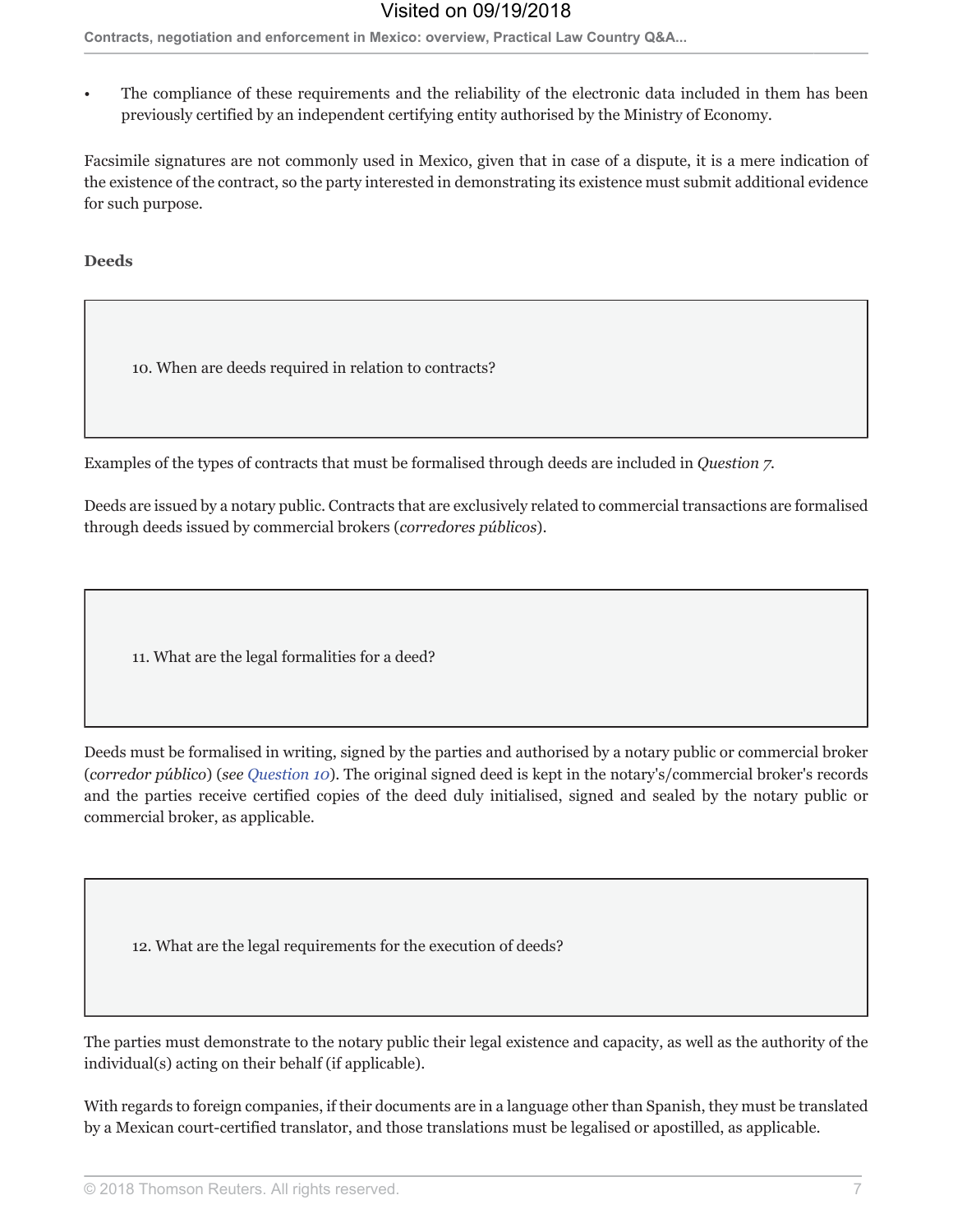- The compliance of these requirements and the reliability of the electronic data included in them has been previously certified by an independent certifying entity authorised by the Ministry of Economy.

Facsimile signatures are not commonly used in Mexico, given that in case of a dispute, it is a mere indication of the existence of the contract, so the party interested in demonstrating its existence must submit additional evidence for such purpose.

### Deeds

#### 10. When are deeds required in relation to contracts?

Examples of the types of contracts that must be formalised through deeds are included in *Question 7*.

Deeds are issued by a notary public. Contracts that are exclusively related to commercial transactions are formalised through deeds issued by commercial brokers (*corredores públicos*).

#### 11. What are the legal formalities for a deed?

Deeds must be formalised in writing, signed by the parties and authorised by a notary public or commercial broker (*corredor público*) (*see Question 10*). The original signed deed is kept in the notary's/commercial broker's records and the parties receive certified copies of the deed duly initialised, signed and sealed by the notary public or commercial broker, as applicable.

#### 12. What are the legal requirements for the execution of deeds?

The parties must demonstrate to the notary public their legal existence and capacity, as well as the authority of the individual(s) acting on their behalf (if applicable).

With regards to foreign companies, if their documents are in a language other than Spanish, they must be translated by a Mexican court-certified translator, and those translations must be legalised or apostilled, as applicable.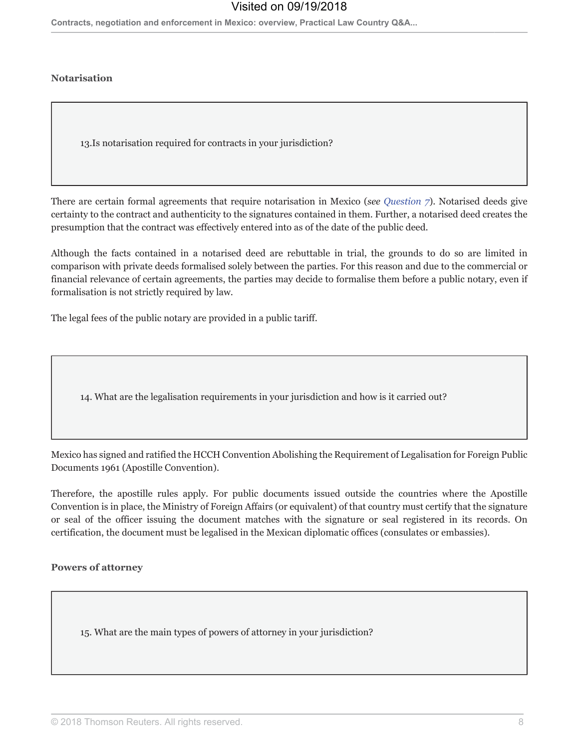### Notarisation

> 13.Is notarisation required for contracts in your jurisdiction?

There are certain formal agreements that require notarisation in Mexico (*see Question 7*). Notarised deeds give certainty to the contract and authenticity to the signatures contained in them. Further, a notarised deed creates the presumption that the contract was effectively entered into as of the date of the public deed.

Although the facts contained in a notarised deed are rebuttable in trial, the grounds to do so are limited in comparison with private deeds formalised solely between the parties. For this reason and due to the commercial or financial relevance of certain agreements, the parties may decide to formalise them before a public notary, even if formalisation is not strictly required by law.

The legal fees of the public notary are provided in a public tariff.

> 14. What are the legalisation requirements in your jurisdiction and how is it carried out?

Mexico has signed and ratified the HCCH Convention Abolishing the Requirement of Legalisation for Foreign Public Documents 1961 (Apostille Convention).

Therefore, the apostille rules apply. For public documents issued outside the countries where the Apostille Convention is in place, the Ministry of Foreign Affairs (or equivalent) of that country must certify that the signature or seal of the officer issuing the document matches with the signature or seal registered in its records. On certification, the document must be legalised in the Mexican diplomatic offices (consulates or embassies).

### Powers of attorney

> 15. What are the main types of powers of attorney in your jurisdiction?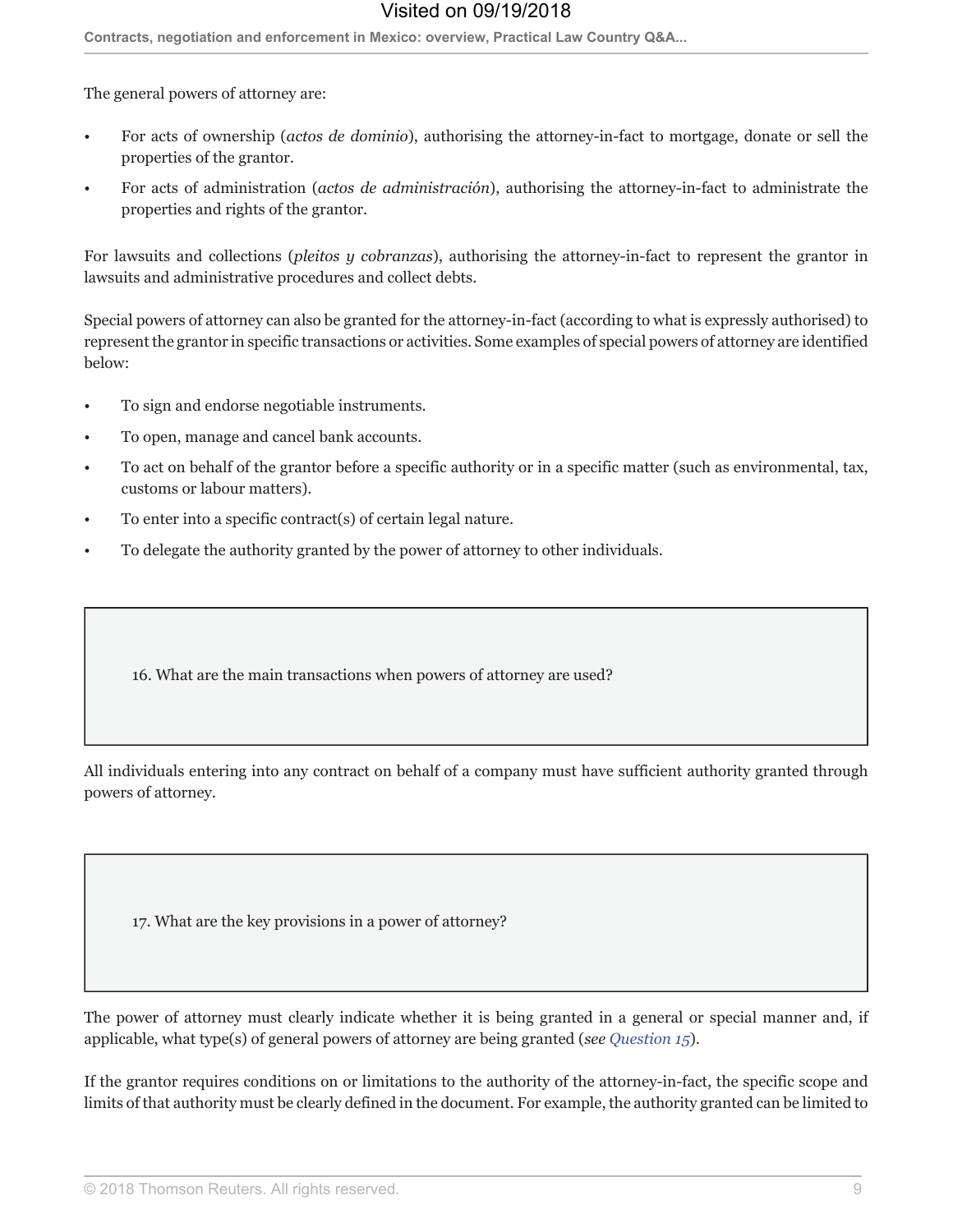The general powers of attorney are:

- For acts of ownership (*actos de dominio*), authorising the attorney-in-fact to mortgage, donate or sell the properties of the grantor.
- For acts of administration (*actos de administración*), authorising the attorney-in-fact to administrate the properties and rights of the grantor.

For lawsuits and collections (*pleitos y cobranzas*), authorising the attorney-in-fact to represent the grantor in lawsuits and administrative procedures and collect debts.

Special powers of attorney can also be granted for the attorney-in-fact (according to what is expressly authorised) to represent the grantor in specific transactions or activities. Some examples of special powers of attorney are identified below:

- To sign and endorse negotiable instruments.
- To open, manage and cancel bank accounts.
- To act on behalf of the grantor before a specific authority or in a specific matter (such as environmental, tax, customs or labour matters).
- To enter into a specific contract(s) of certain legal nature.
- To delegate the authority granted by the power of attorney to other individuals.

## 16. What are the main transactions when powers of attorney are used?

All individuals entering into any contract on behalf of a company must have sufficient authority granted through powers of attorney.

## 17. What are the key provisions in a power of attorney?

The power of attorney must clearly indicate whether it is being granted in a general or special manner and, if applicable, what type(s) of general powers of attorney are being granted (*see Question 15*).

If the grantor requires conditions on or limitations to the authority of the attorney-in-fact, the specific scope and limits of that authority must be clearly defined in the document. For example, the authority granted can be limited to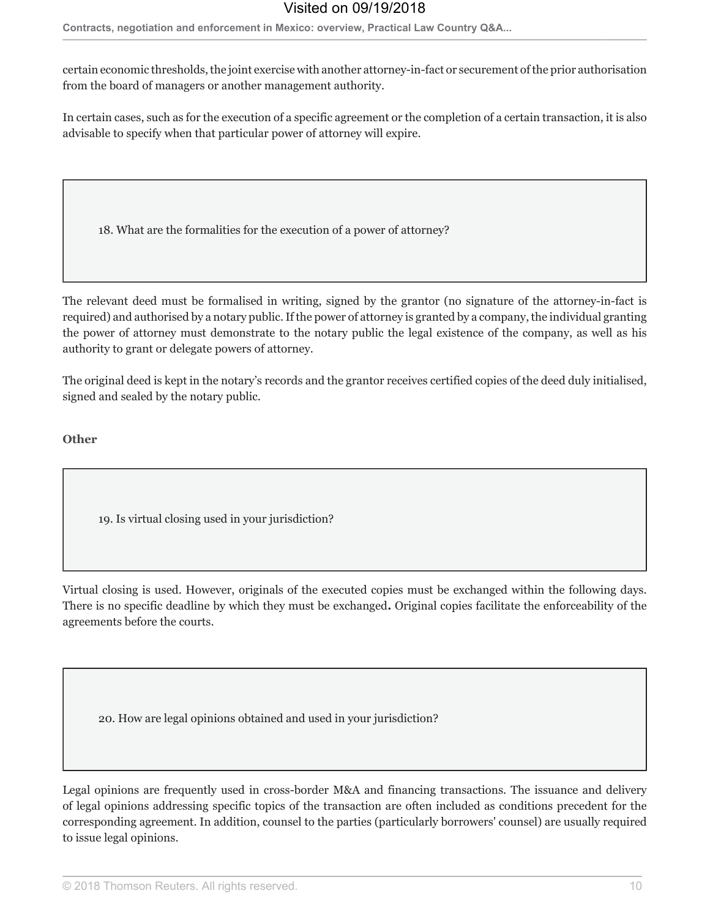certain economic thresholds, the joint exercise with another attorney-in-fact or securement of the prior authorisation from the board of managers or another management authority.

In certain cases, such as for the execution of a specific agreement or the completion of a certain transaction, it is also advisable to specify when that particular power of attorney will expire.

18. What are the formalities for the execution of a power of attorney?

The relevant deed must be formalised in writing, signed by the grantor (no signature of the attorney-in-fact is required) and authorised by a notary public. If the power of attorney is granted by a company, the individual granting the power of attorney must demonstrate to the notary public the legal existence of the company, as well as his authority to grant or delegate powers of attorney.

The original deed is kept in the notary's records and the grantor receives certified copies of the deed duly initialised, signed and sealed by the notary public.

**Other**

19. Is virtual closing used in your jurisdiction?

Virtual closing is used. However, originals of the executed copies must be exchanged within the following days. There is no specific deadline by which they must be exchanged**.** Original copies facilitate the enforceability of the agreements before the courts.

20. How are legal opinions obtained and used in your jurisdiction?

Legal opinions are frequently used in cross-border M&A and financing transactions. The issuance and delivery of legal opinions addressing specific topics of the transaction are often included as conditions precedent for the corresponding agreement. In addition, counsel to the parties (particularly borrowers' counsel) are usually required to issue legal opinions.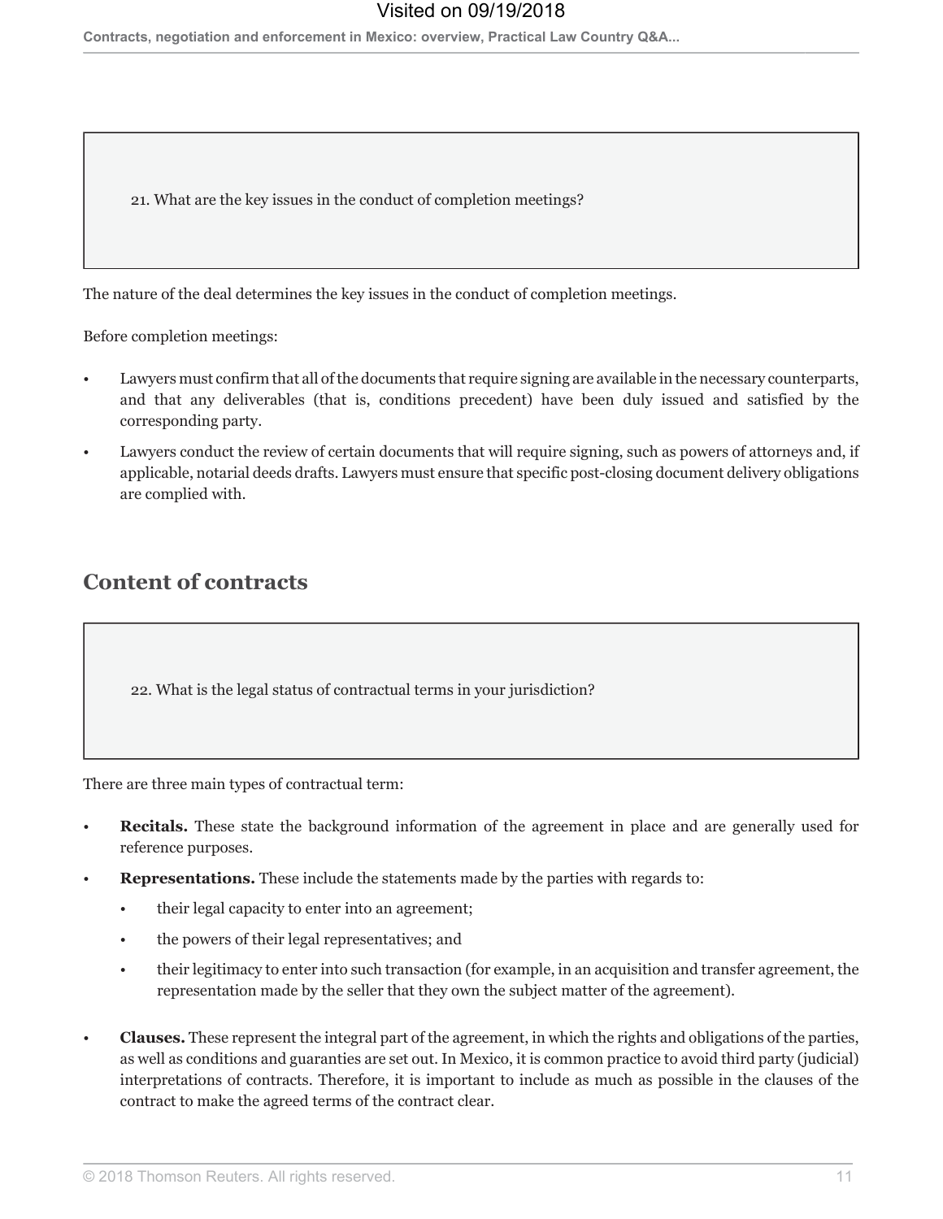21. What are the key issues in the conduct of completion meetings?

The nature of the deal determines the key issues in the conduct of completion meetings.

Before completion meetings:

- Lawyers must confirm that all of the documents that require signing are available in the necessary counterparts, and that any deliverables (that is, conditions precedent) have been duly issued and satisfied by the corresponding party.
- Lawyers conduct the review of certain documents that will require signing, such as powers of attorneys and, if applicable, notarial deeds drafts. Lawyers must ensure that specific post-closing document delivery obligations are complied with.

## Content of contracts

22. What is the legal status of contractual terms in your jurisdiction?

There are three main types of contractual term:

- **Recitals.** These state the background information of the agreement in place and are generally used for reference purposes.
- **Representations.** These include the statements made by the parties with regards to:
  - their legal capacity to enter into an agreement;
  - the powers of their legal representatives; and
  - their legitimacy to enter into such transaction (for example, in an acquisition and transfer agreement, the representation made by the seller that they own the subject matter of the agreement).
- **Clauses.** These represent the integral part of the agreement, in which the rights and obligations of the parties, as well as conditions and guaranties are set out. In Mexico, it is common practice to avoid third party (judicial) interpretations of contracts. Therefore, it is important to include as much as possible in the clauses of the contract to make the agreed terms of the contract clear.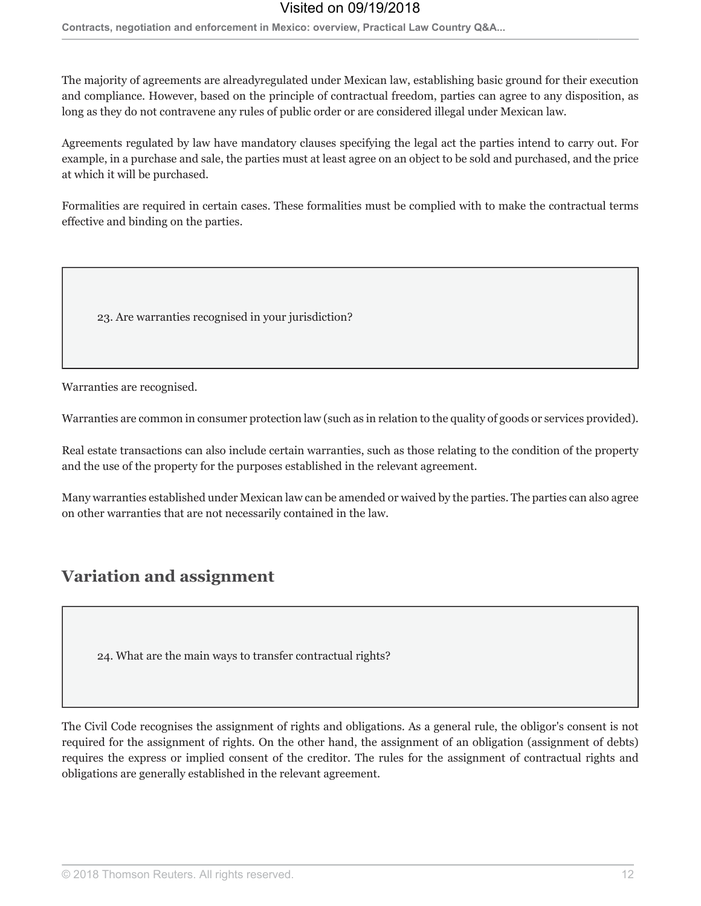The majority of agreements are alreadyregulated under Mexican law, establishing basic ground for their execution and compliance. However, based on the principle of contractual freedom, parties can agree to any disposition, as long as they do not contravene any rules of public order or are considered illegal under Mexican law.

Agreements regulated by law have mandatory clauses specifying the legal act the parties intend to carry out. For example, in a purchase and sale, the parties must at least agree on an object to be sold and purchased, and the price at which it will be purchased.

Formalities are required in certain cases. These formalities must be complied with to make the contractual terms effective and binding on the parties.

> 23. Are warranties recognised in your jurisdiction?

Warranties are recognised.

Warranties are common in consumer protection law (such as in relation to the quality of goods or services provided).

Real estate transactions can also include certain warranties, such as those relating to the condition of the property and the use of the property for the purposes established in the relevant agreement.

Many warranties established under Mexican law can be amended or waived by the parties. The parties can also agree on other warranties that are not necessarily contained in the law.

## Variation and assignment

> 24. What are the main ways to transfer contractual rights?

The Civil Code recognises the assignment of rights and obligations. As a general rule, the obligor's consent is not required for the assignment of rights. On the other hand, the assignment of an obligation (assignment of debts) requires the express or implied consent of the creditor. The rules for the assignment of contractual rights and obligations are generally established in the relevant agreement.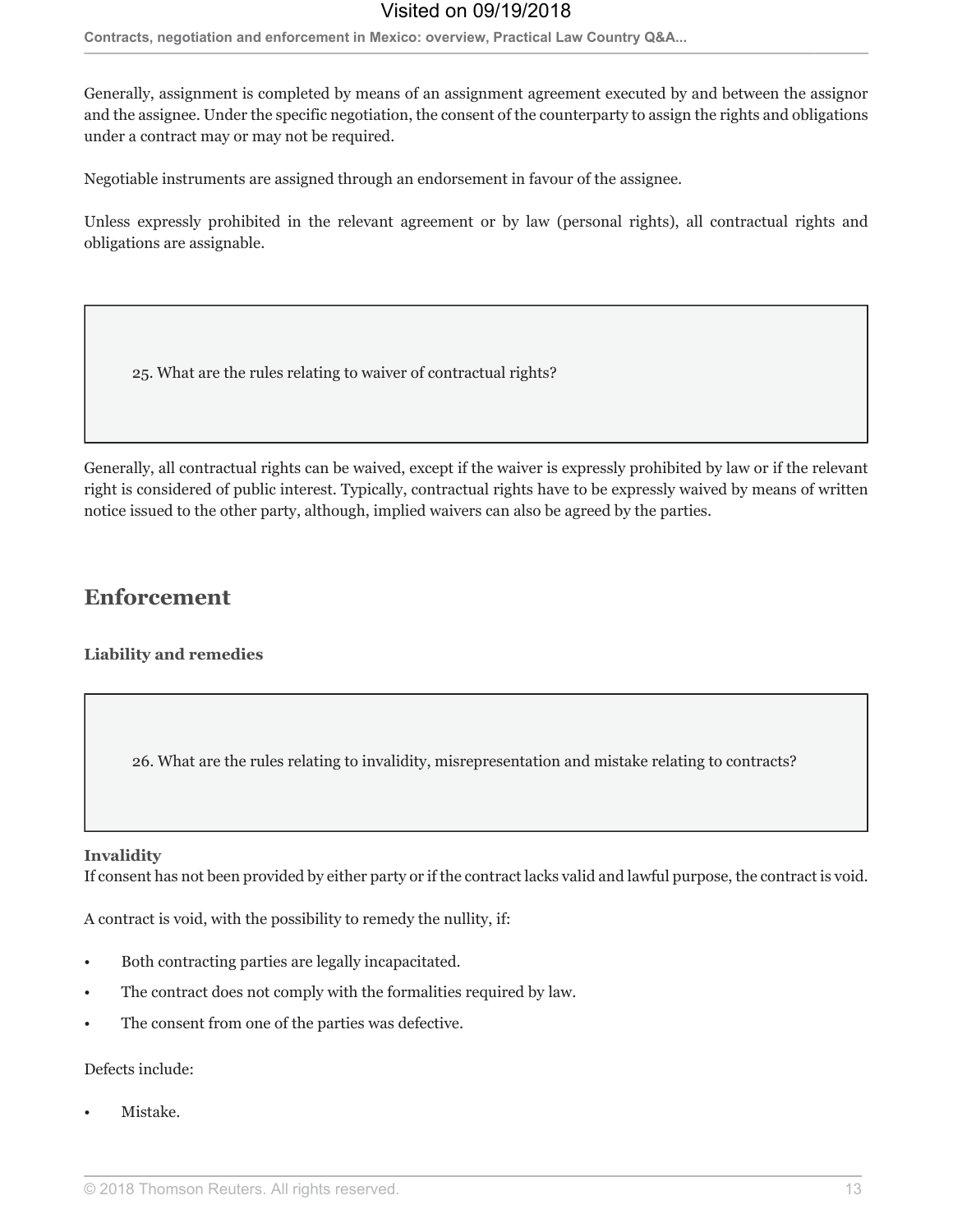Generally, assignment is completed by means of an assignment agreement executed by and between the assignor and the assignee. Under the specific negotiation, the consent of the counterparty to assign the rights and obligations under a contract may or may not be required.

Negotiable instruments are assigned through an endorsement in favour of the assignee.

Unless expressly prohibited in the relevant agreement or by law (personal rights), all contractual rights and obligations are assignable.

> 25. What are the rules relating to waiver of contractual rights?

Generally, all contractual rights can be waived, except if the waiver is expressly prohibited by law or if the relevant right is considered of public interest. Typically, contractual rights have to be expressly waived by means of written notice issued to the other party, although, implied waivers can also be agreed by the parties.

## Enforcement

### Liability and remedies

> 26. What are the rules relating to invalidity, misrepresentation and mistake relating to contracts?

**Invalidity**
If consent has not been provided by either party or if the contract lacks valid and lawful purpose, the contract is void.

A contract is void, with the possibility to remedy the nullity, if:

- Both contracting parties are legally incapacitated.
- The contract does not comply with the formalities required by law.
- The consent from one of the parties was defective.

Defects include:

- Mistake.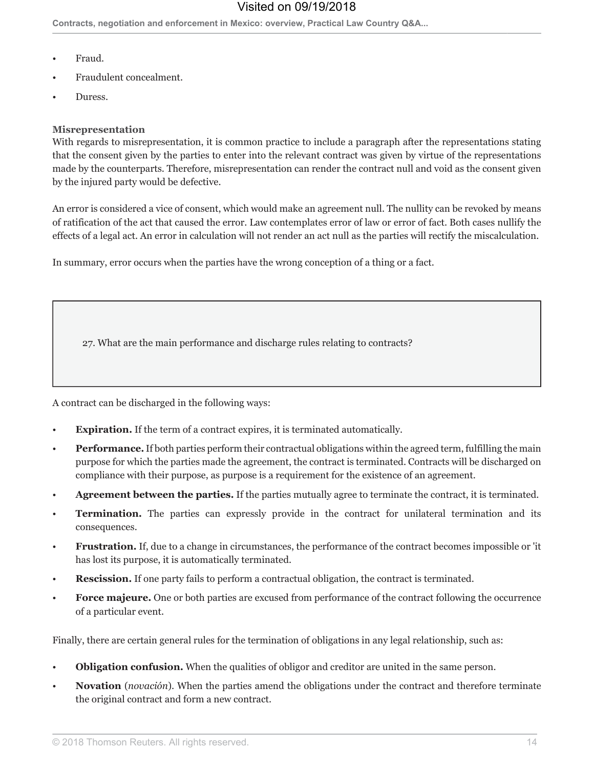- Fraud.
- Fraudulent concealment.
- Duress.

**Misrepresentation**

With regards to misrepresentation, it is common practice to include a paragraph after the representations stating that the consent given by the parties to enter into the relevant contract was given by virtue of the representations made by the counterparts. Therefore, misrepresentation can render the contract null and void as the consent given by the injured party would be defective.

An error is considered a vice of consent, which would make an agreement null. The nullity can be revoked by means of ratification of the act that caused the error. Law contemplates error of law or error of fact. Both cases nullify the effects of a legal act. An error in calculation will not render an act null as the parties will rectify the miscalculation.

In summary, error occurs when the parties have the wrong conception of a thing or a fact.

### 27. What are the main performance and discharge rules relating to contracts?

A contract can be discharged in the following ways:

- **Expiration.** If the term of a contract expires, it is terminated automatically.
- **Performance.** If both parties perform their contractual obligations within the agreed term, fulfilling the main purpose for which the parties made the agreement, the contract is terminated. Contracts will be discharged on compliance with their purpose, as purpose is a requirement for the existence of an agreement.
- **Agreement between the parties.** If the parties mutually agree to terminate the contract, it is terminated.
- **Termination.** The parties can expressly provide in the contract for unilateral termination and its consequences.
- **Frustration.** If, due to a change in circumstances, the performance of the contract becomes impossible or 'it has lost its purpose, it is automatically terminated.
- **Rescission.** If one party fails to perform a contractual obligation, the contract is terminated.
- **Force majeure.** One or both parties are excused from performance of the contract following the occurrence of a particular event.

Finally, there are certain general rules for the termination of obligations in any legal relationship, such as:

- **Obligation confusion.** When the qualities of obligor and creditor are united in the same person.
- **Novation** (*novación*). When the parties amend the obligations under the contract and therefore terminate the original contract and form a new contract.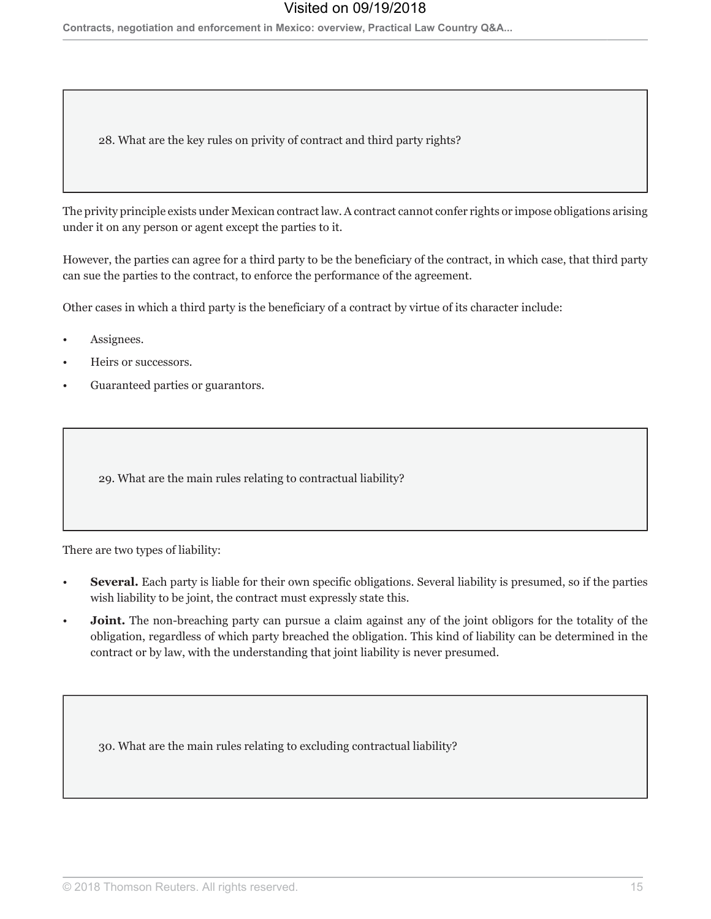## 28. What are the key rules on privity of contract and third party rights?

The privity principle exists under Mexican contract law. A contract cannot confer rights or impose obligations arising under it on any person or agent except the parties to it.

However, the parties can agree for a third party to be the beneficiary of the contract, in which case, that third party can sue the parties to the contract, to enforce the performance of the agreement.

Other cases in which a third party is the beneficiary of a contract by virtue of its character include:

- Assignees.
- Heirs or successors.
- Guaranteed parties or guarantors.

## 29. What are the main rules relating to contractual liability?

There are two types of liability:

- **Several.** Each party is liable for their own specific obligations. Several liability is presumed, so if the parties wish liability to be joint, the contract must expressly state this.
- **Joint.** The non-breaching party can pursue a claim against any of the joint obligors for the totality of the obligation, regardless of which party breached the obligation. This kind of liability can be determined in the contract or by law, with the understanding that joint liability is never presumed.

## 30. What are the main rules relating to excluding contractual liability?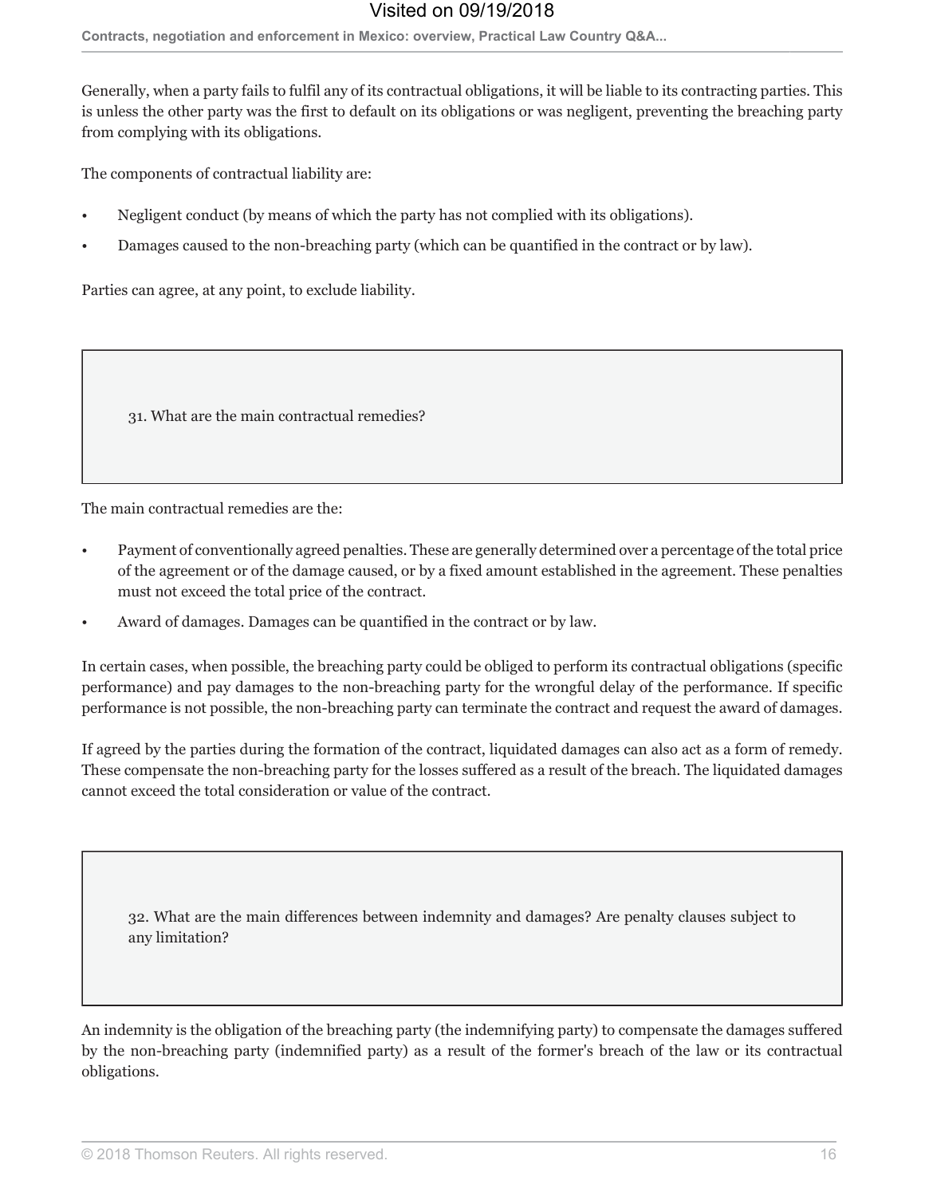Generally, when a party fails to fulfil any of its contractual obligations, it will be liable to its contracting parties. This is unless the other party was the first to default on its obligations or was negligent, preventing the breaching party from complying with its obligations.

The components of contractual liability are:

- Negligent conduct (by means of which the party has not complied with its obligations).
- Damages caused to the non-breaching party (which can be quantified in the contract or by law).

Parties can agree, at any point, to exclude liability.

### 31. What are the main contractual remedies?

The main contractual remedies are the:

- Payment of conventionally agreed penalties. These are generally determined over a percentage of the total price of the agreement or of the damage caused, or by a fixed amount established in the agreement. These penalties must not exceed the total price of the contract.
- Award of damages. Damages can be quantified in the contract or by law.

In certain cases, when possible, the breaching party could be obliged to perform its contractual obligations (specific performance) and pay damages to the non-breaching party for the wrongful delay of the performance. If specific performance is not possible, the non-breaching party can terminate the contract and request the award of damages.

If agreed by the parties during the formation of the contract, liquidated damages can also act as a form of remedy. These compensate the non-breaching party for the losses suffered as a result of the breach. The liquidated damages cannot exceed the total consideration or value of the contract.

### 32. What are the main differences between indemnity and damages? Are penalty clauses subject to any limitation?

An indemnity is the obligation of the breaching party (the indemnifying party) to compensate the damages suffered by the non-breaching party (indemnified party) as a result of the former's breach of the law or its contractual obligations.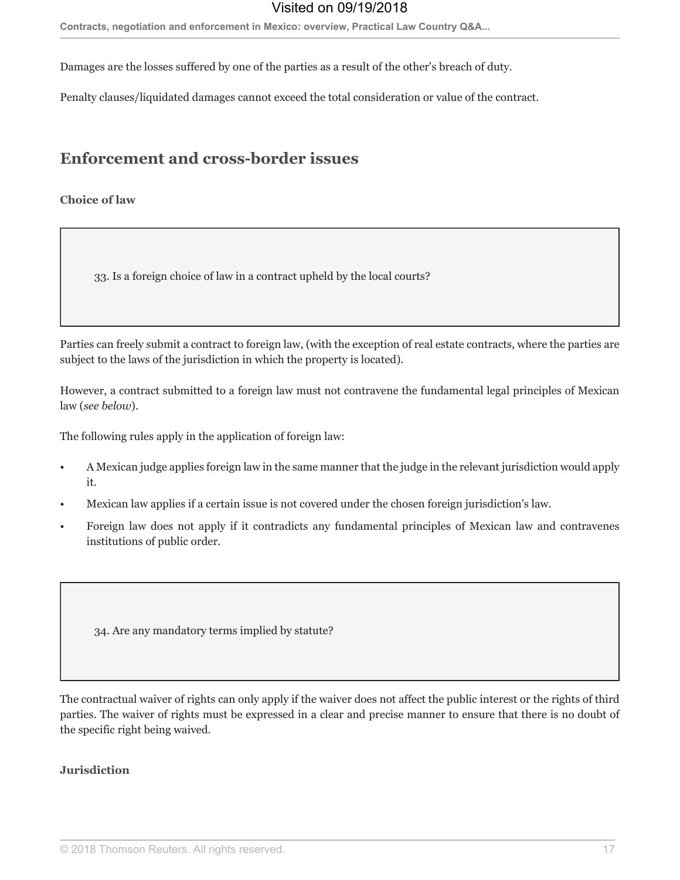Damages are the losses suffered by one of the parties as a result of the other's breach of duty.

Penalty clauses/liquidated damages cannot exceed the total consideration or value of the contract.

## Enforcement and cross-border issues

### Choice of law

**33. Is a foreign choice of law in a contract upheld by the local courts?**

Parties can freely submit a contract to foreign law, (with the exception of real estate contracts, where the parties are subject to the laws of the jurisdiction in which the property is located).

However, a contract submitted to a foreign law must not contravene the fundamental legal principles of Mexican law (*see below*).

The following rules apply in the application of foreign law:

- A Mexican judge applies foreign law in the same manner that the judge in the relevant jurisdiction would apply it.
- Mexican law applies if a certain issue is not covered under the chosen foreign jurisdiction's law.
- Foreign law does not apply if it contradicts any fundamental principles of Mexican law and contravenes institutions of public order.

**34. Are any mandatory terms implied by statute?**

The contractual waiver of rights can only apply if the waiver does not affect the public interest or the rights of third parties. The waiver of rights must be expressed in a clear and precise manner to ensure that there is no doubt of the specific right being waived.

### Jurisdiction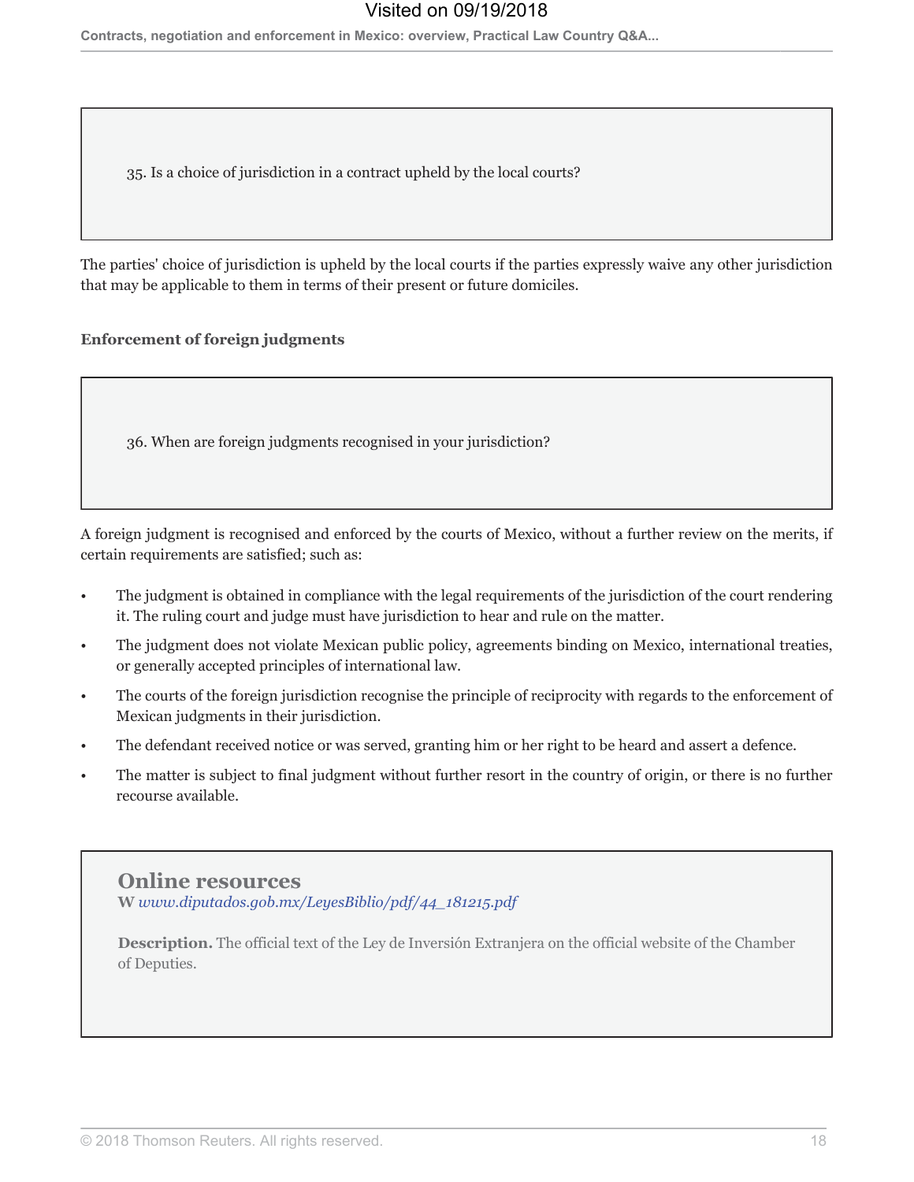35. Is a choice of jurisdiction in a contract upheld by the local courts?

The parties' choice of jurisdiction is upheld by the local courts if the parties expressly waive any other jurisdiction that may be applicable to them in terms of their present or future domiciles.

**Enforcement of foreign judgments**

36. When are foreign judgments recognised in your jurisdiction?

A foreign judgment is recognised and enforced by the courts of Mexico, without a further review on the merits, if certain requirements are satisfied; such as:

- The judgment is obtained in compliance with the legal requirements of the jurisdiction of the court rendering it. The ruling court and judge must have jurisdiction to hear and rule on the matter.
- The judgment does not violate Mexican public policy, agreements binding on Mexico, international treaties, or generally accepted principles of international law.
- The courts of the foreign jurisdiction recognise the principle of reciprocity with regards to the enforcement of Mexican judgments in their jurisdiction.
- The defendant received notice or was served, granting him or her right to be heard and assert a defence.
- The matter is subject to final judgment without further resort in the country of origin, or there is no further recourse available.

## Online resources

**W** *www.diputados.gob.mx/LeyesBiblio/pdf/44_181215.pdf*

**Description.** The official text of the Ley de Inversión Extranjera on the official website of the Chamber of Deputies.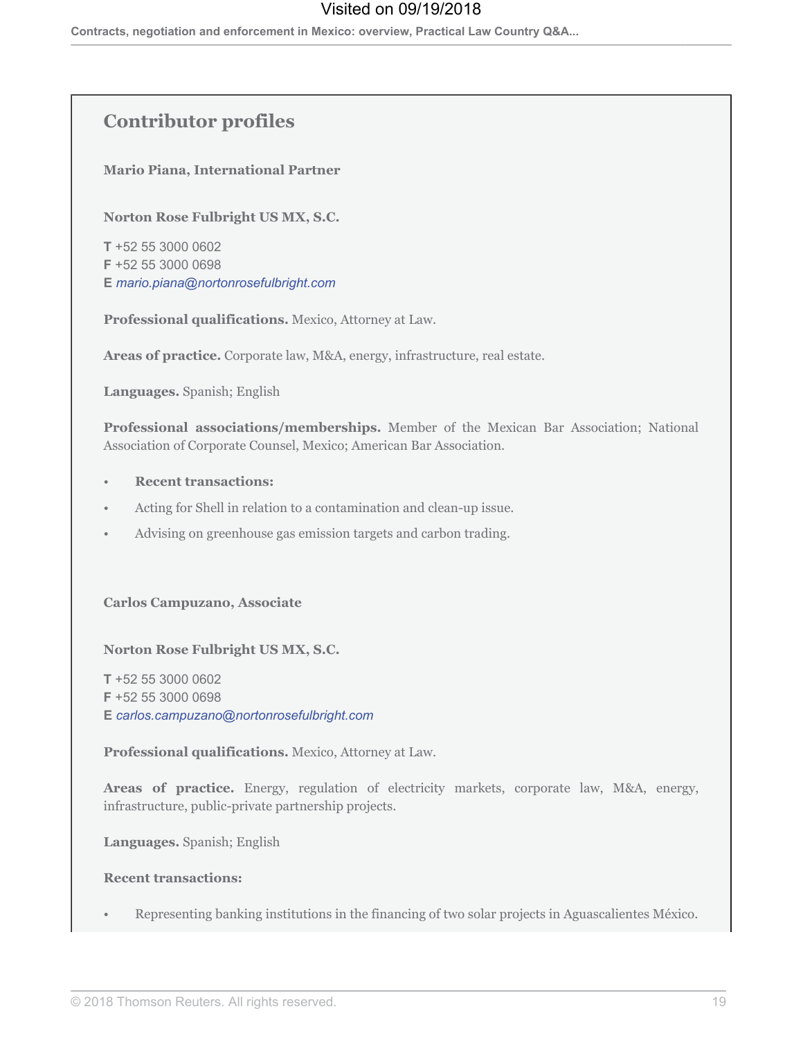## Contributor profiles

**Mario Piana, International Partner**

**Norton Rose Fulbright US MX, S.C.**

**T** +52 55 3000 0602
**F** +52 55 3000 0698
**E** *mario.piana@nortonrosefulbright.com*

**Professional qualifications.** Mexico, Attorney at Law.

**Areas of practice.** Corporate law, M&A, energy, infrastructure, real estate.

**Languages.** Spanish; English

**Professional associations/memberships.** Member of the Mexican Bar Association; National Association of Corporate Counsel, Mexico; American Bar Association.

- **Recent transactions:**
- Acting for Shell in relation to a contamination and clean-up issue.
- Advising on greenhouse gas emission targets and carbon trading.

**Carlos Campuzano, Associate**

**Norton Rose Fulbright US MX, S.C.**

**T** +52 55 3000 0602
**F** +52 55 3000 0698
**E** *carlos.campuzano@nortonrosefulbright.com*

**Professional qualifications.** Mexico, Attorney at Law.

**Areas of practice.** Energy, regulation of electricity markets, corporate law, M&A, energy, infrastructure, public-private partnership projects.

**Languages.** Spanish; English

**Recent transactions:**

- Representing banking institutions in the financing of two solar projects in Aguascalientes México.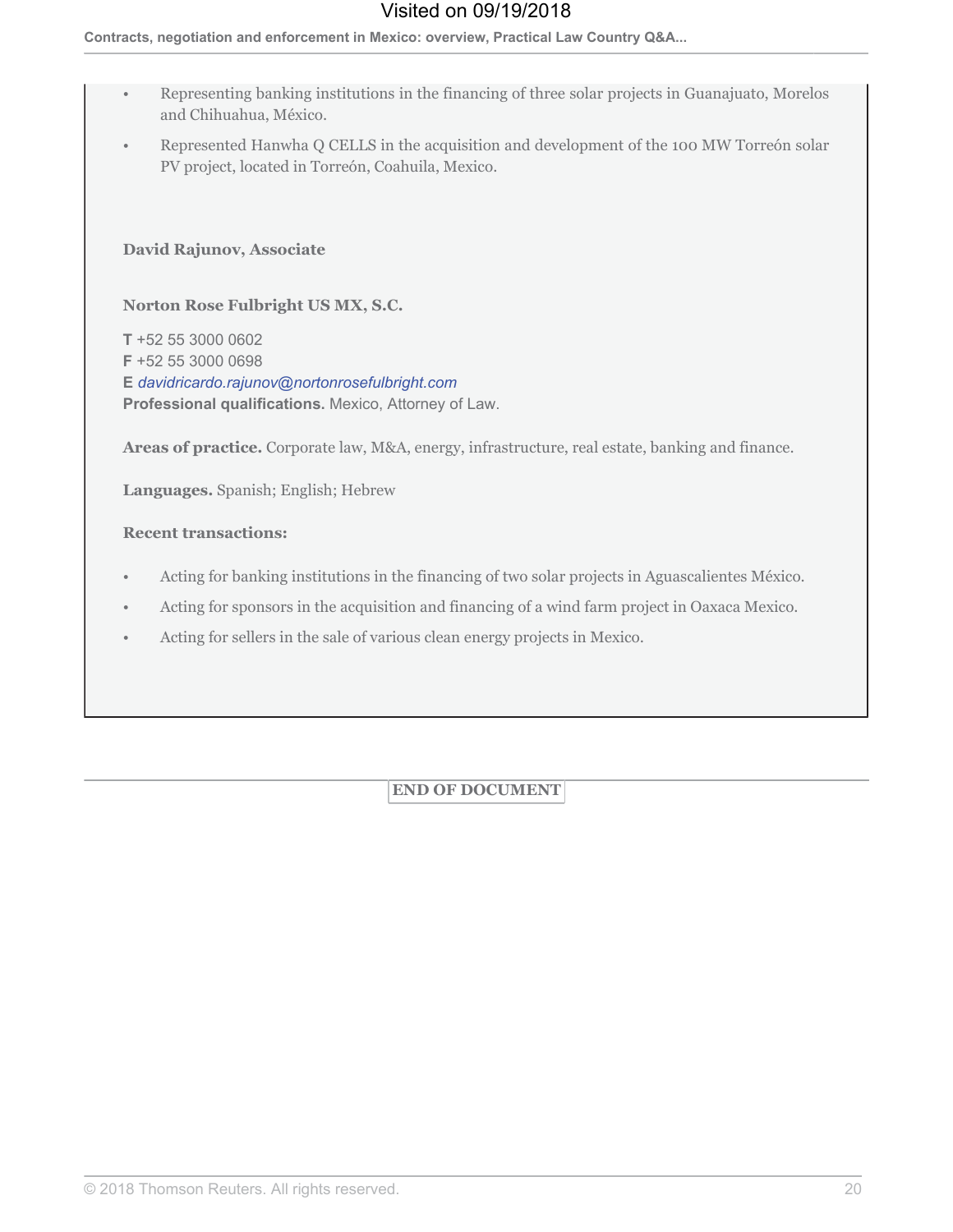- Representing banking institutions in the financing of three solar projects in Guanajuato, Morelos and Chihuahua, México.
- Represented Hanwha Q CELLS in the acquisition and development of the 100 MW Torreón solar PV project, located in Torreón, Coahuila, Mexico.

**David Rajunov, Associate**

**Norton Rose Fulbright US MX, S.C.**

**T** +52 55 3000 0602
**F** +52 55 3000 0698
**E** *davidricardo.rajunov@nortonrosefulbright.com*
**Professional qualifications.** Mexico, Attorney of Law.

**Areas of practice.** Corporate law, M&A, energy, infrastructure, real estate, banking and finance.

**Languages.** Spanish; English; Hebrew

**Recent transactions:**

- Acting for banking institutions in the financing of two solar projects in Aguascalientes México.
- Acting for sponsors in the acquisition and financing of a wind farm project in Oaxaca Mexico.
- Acting for sellers in the sale of various clean energy projects in Mexico.

**END OF DOCUMENT**